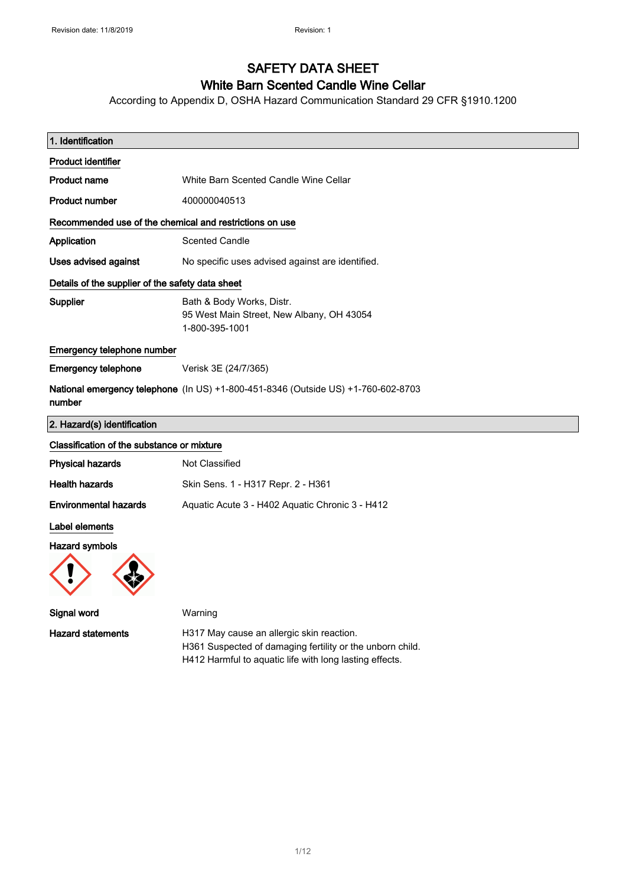# SAFETY DATA SHEET
## White Barn Scented Candle Wine Cellar

According to Appendix D, OSHA Hazard Communication Standard 29 CFR §1910.1200

### 1. Identification

**Product identifier**

**Product name** White Barn Scented Candle Wine Cellar

**Product number** 400000040513

**Recommended use of the chemical and restrictions on use**

**Application** Scented Candle

**Uses advised against** No specific uses advised against are identified.

**Details of the supplier of the safety data sheet**

**Supplier** Bath & Body Works, Distr.
95 West Main Street, New Albany, OH 43054
1-800-395-1001

**Emergency telephone number**

**Emergency telephone** Verisk 3E (24/7/365)

**National emergency telephone number** (In US) +1-800-451-8346 (Outside US) +1-760-602-8703

### 2. Hazard(s) identification

**Classification of the substance or mixture**

**Physical hazards** Not Classified

**Health hazards** Skin Sens. 1 - H317 Repr. 2 - H361

**Environmental hazards** Aquatic Acute 3 - H402 Aquatic Chronic 3 - H412

**Label elements**

**Hazard symbols**

**Signal word** Warning

**Hazard statements** H317 May cause an allergic skin reaction.
H361 Suspected of damaging fertility or the unborn child.
H412 Harmful to aquatic life with long lasting effects.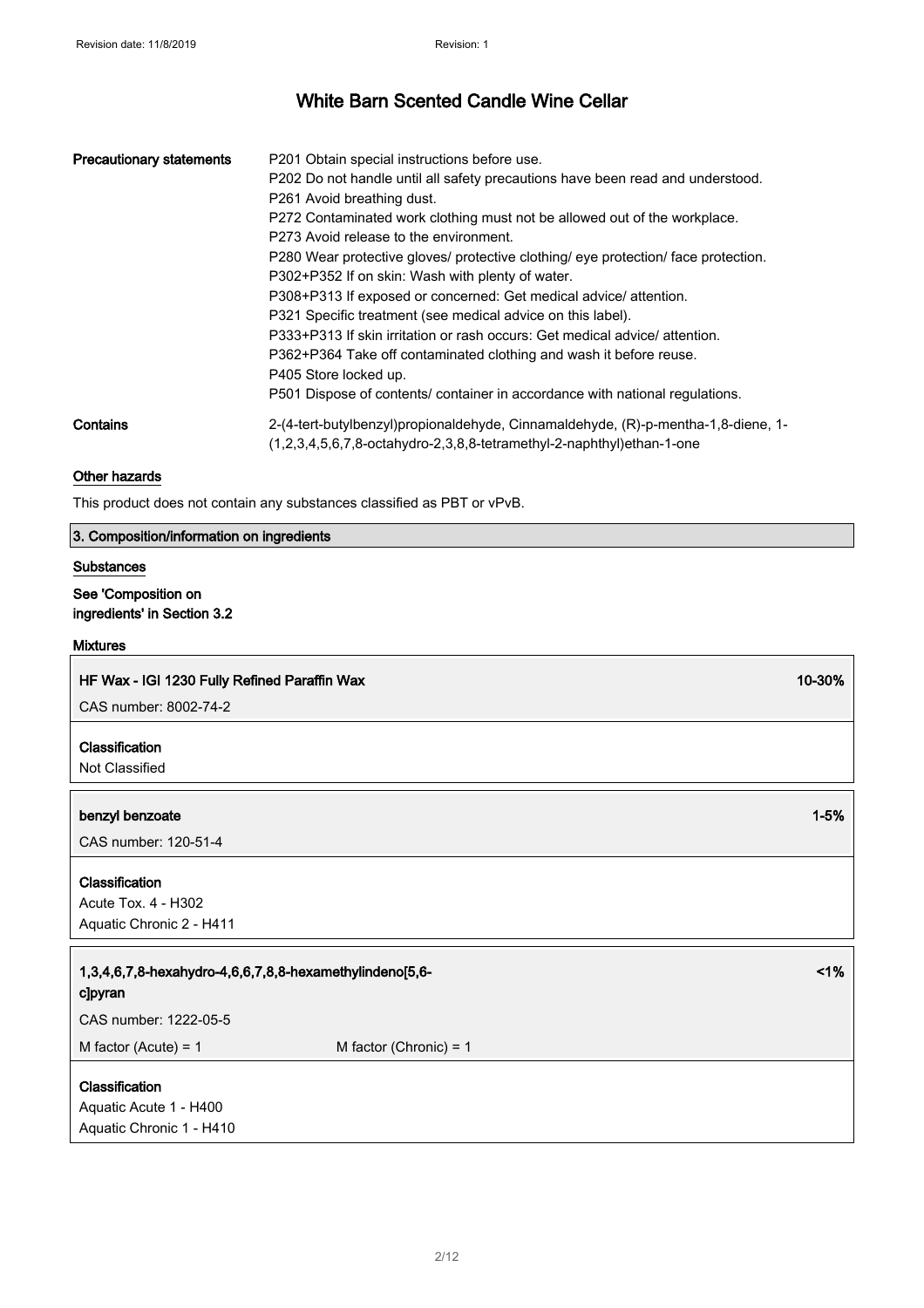**Precautionary statements**

P201 Obtain special instructions before use.
P202 Do not handle until all safety precautions have been read and understood.
P261 Avoid breathing dust.
P272 Contaminated work clothing must not be allowed out of the workplace.
P273 Avoid release to the environment.
P280 Wear protective gloves/ protective clothing/ eye protection/ face protection.
P302+P352 If on skin: Wash with plenty of water.
P308+P313 If exposed or concerned: Get medical advice/ attention.
P321 Specific treatment (see medical advice on this label).
P333+P313 If skin irritation or rash occurs: Get medical advice/ attention.
P362+P364 Take off contaminated clothing and wash it before reuse.
P405 Store locked up.
P501 Dispose of contents/ container in accordance with national regulations.

**Contains**

2-(4-tert-butylbenzyl)propionaldehyde, Cinnamaldehyde, (R)-p-mentha-1,8-diene, 1-(1,2,3,4,5,6,7,8-octahydro-2,3,8,8-tetramethyl-2-naphthyl)ethan-1-one

### Other hazards

This product does not contain any substances classified as PBT or vPvB.

## 3. Composition/information on ingredients

### Substances

**See 'Composition on ingredients' in Section 3.2**

### Mixtures

**HF Wax - IGI 1230 Fully Refined Paraffin Wax** — 10-30%

CAS number: 8002-74-2

**Classification**
Not Classified

**benzyl benzoate** — 1-5%

CAS number: 120-51-4

**Classification**
Acute Tox. 4 - H302
Aquatic Chronic 2 - H411

**1,3,4,6,7,8-hexahydro-4,6,6,7,8,8-hexamethylindeno[5,6-c]pyran** — <1%

CAS number: 1222-05-5

M factor (Acute) = 1 M factor (Chronic) = 1

**Classification**
Aquatic Acute 1 - H400
Aquatic Chronic 1 - H410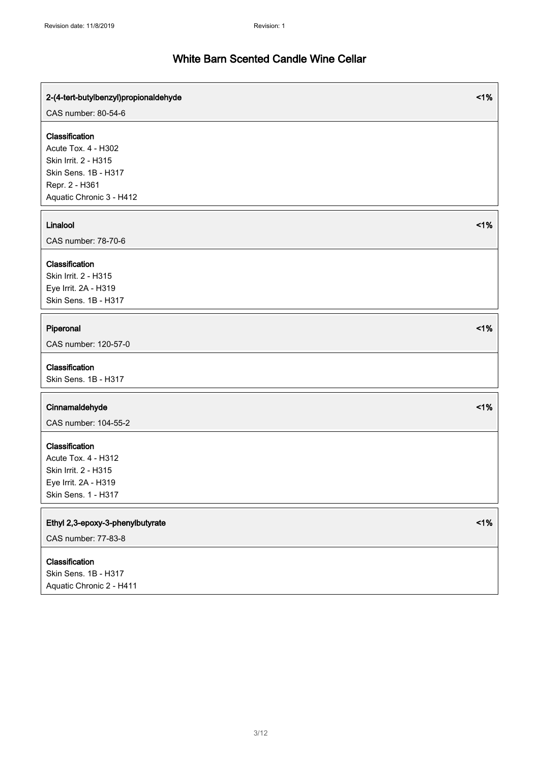# White Barn Scented Candle Wine Cellar

| **2-(4-tert-butylbenzyl)propionaldehyde** | **<1%** |
| --- | --- |
| CAS number: 80-54-6 | |

**Classification**
Acute Tox. 4 - H302
Skin Irrit. 2 - H315
Skin Sens. 1B - H317
Repr. 2 - H361
Aquatic Chronic 3 - H412

| **Linalool** | **<1%** |
| --- | --- |
| CAS number: 78-70-6 | |

**Classification**
Skin Irrit. 2 - H315
Eye Irrit. 2A - H319
Skin Sens. 1B - H317

| **Piperonal** | **<1%** |
| --- | --- |
| CAS number: 120-57-0 | |

**Classification**
Skin Sens. 1B - H317

| **Cinnamaldehyde** | **<1%** |
| --- | --- |
| CAS number: 104-55-2 | |

**Classification**
Acute Tox. 4 - H312
Skin Irrit. 2 - H315
Eye Irrit. 2A - H319
Skin Sens. 1 - H317

| **Ethyl 2,3-epoxy-3-phenylbutyrate** | **<1%** |
| --- | --- |
| CAS number: 77-83-8 | |

**Classification**
Skin Sens. 1B - H317
Aquatic Chronic 2 - H411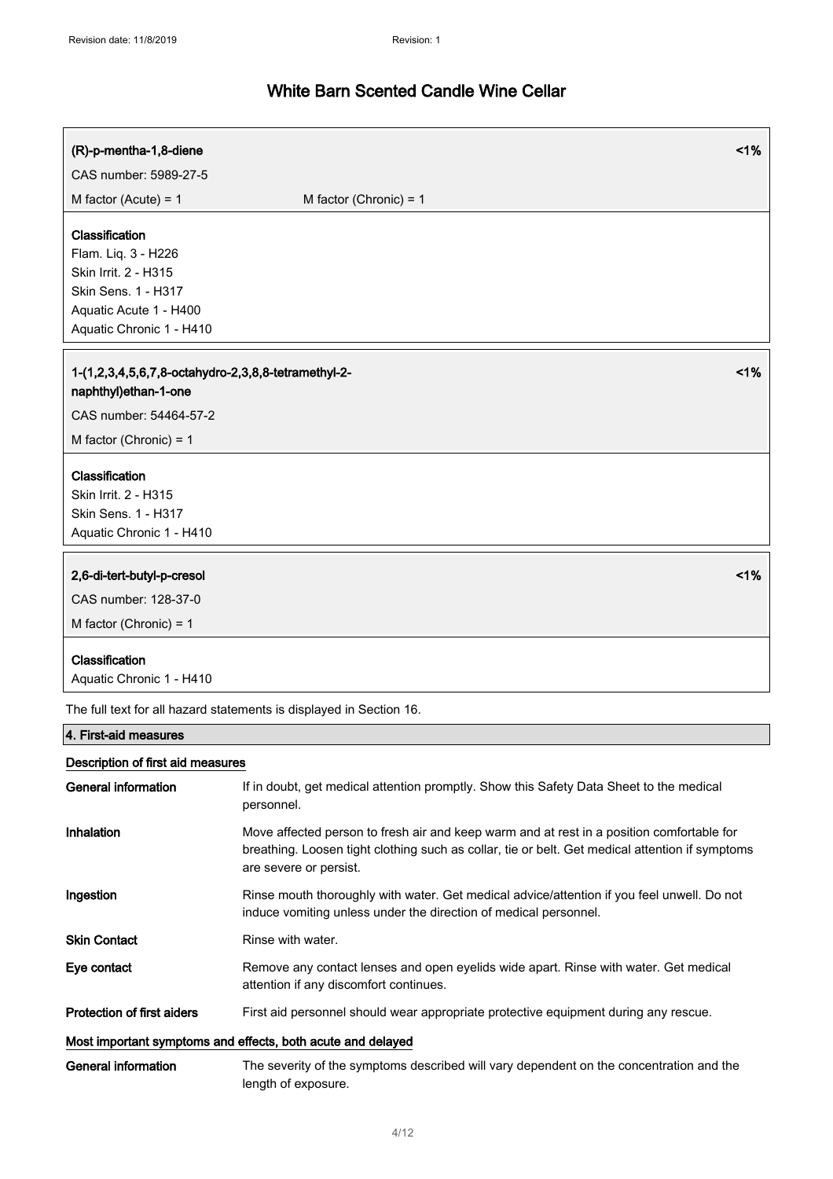**(R)-p-mentha-1,8-diene** <1%

CAS number: 5989-27-5

M factor (Acute) = 1 M factor (Chronic) = 1

**Classification**
Flam. Liq. 3 - H226
Skin Irrit. 2 - H315
Skin Sens. 1 - H317
Aquatic Acute 1 - H400
Aquatic Chronic 1 - H410

**1-(1,2,3,4,5,6,7,8-octahydro-2,3,8,8-tetramethyl-2-naphthyl)ethan-1-one** <1%

CAS number: 54464-57-2

M factor (Chronic) = 1

**Classification**
Skin Irrit. 2 - H315
Skin Sens. 1 - H317
Aquatic Chronic 1 - H410

**2,6-di-tert-butyl-p-cresol** <1%

CAS number: 128-37-0

M factor (Chronic) = 1

**Classification**
Aquatic Chronic 1 - H410

The full text for all hazard statements is displayed in Section 16.

## 4. First-aid measures

### Description of first aid measures

| | |
|---|---|
| **General information** | If in doubt, get medical attention promptly. Show this Safety Data Sheet to the medical personnel. |
| **Inhalation** | Move affected person to fresh air and keep warm and at rest in a position comfortable for breathing. Loosen tight clothing such as collar, tie or belt. Get medical attention if symptoms are severe or persist. |
| **Ingestion** | Rinse mouth thoroughly with water. Get medical advice/attention if you feel unwell. Do not induce vomiting unless under the direction of medical personnel. |
| **Skin Contact** | Rinse with water. |
| **Eye contact** | Remove any contact lenses and open eyelids wide apart. Rinse with water. Get medical attention if any discomfort continues. |
| **Protection of first aiders** | First aid personnel should wear appropriate protective equipment during any rescue. |

### Most important symptoms and effects, both acute and delayed

| | |
|---|---|
| **General information** | The severity of the symptoms described will vary dependent on the concentration and the length of exposure. |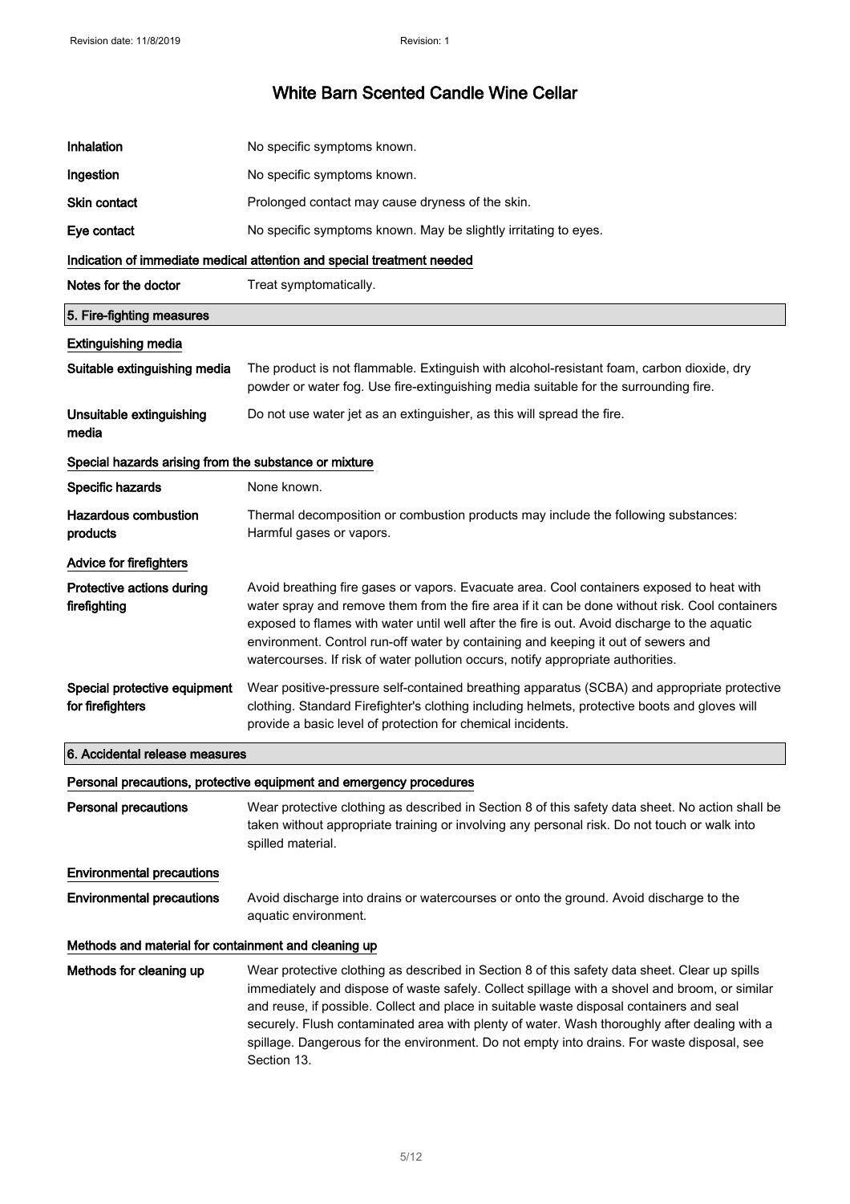| | |
|---|---|
| **Inhalation** | No specific symptoms known. |
| **Ingestion** | No specific symptoms known. |
| **Skin contact** | Prolonged contact may cause dryness of the skin. |
| **Eye contact** | No specific symptoms known. May be slightly irritating to eyes. |

**Indication of immediate medical attention and special treatment needed**

| | |
|---|---|
| **Notes for the doctor** | Treat symptomatically. |

## 5. Fire-fighting measures

**Extinguishing media**

| | |
|---|---|
| **Suitable extinguishing media** | The product is not flammable. Extinguish with alcohol-resistant foam, carbon dioxide, dry powder or water fog. Use fire-extinguishing media suitable for the surrounding fire. |
| **Unsuitable extinguishing media** | Do not use water jet as an extinguisher, as this will spread the fire. |

**Special hazards arising from the substance or mixture**

| | |
|---|---|
| **Specific hazards** | None known. |
| **Hazardous combustion products** | Thermal decomposition or combustion products may include the following substances: Harmful gases or vapors. |

**Advice for firefighters**

| | |
|---|---|
| **Protective actions during firefighting** | Avoid breathing fire gases or vapors. Evacuate area. Cool containers exposed to heat with water spray and remove them from the fire area if it can be done without risk. Cool containers exposed to flames with water until well after the fire is out. Avoid discharge to the aquatic environment. Control run-off water by containing and keeping it out of sewers and watercourses. If risk of water pollution occurs, notify appropriate authorities. |
| **Special protective equipment for firefighters** | Wear positive-pressure self-contained breathing apparatus (SCBA) and appropriate protective clothing. Standard Firefighter's clothing including helmets, protective boots and gloves will provide a basic level of protection for chemical incidents. |

## 6. Accidental release measures

**Personal precautions, protective equipment and emergency procedures**

| | |
|---|---|
| **Personal precautions** | Wear protective clothing as described in Section 8 of this safety data sheet. No action shall be taken without appropriate training or involving any personal risk. Do not touch or walk into spilled material. |

**Environmental precautions**

| | |
|---|---|
| **Environmental precautions** | Avoid discharge into drains or watercourses or onto the ground. Avoid discharge to the aquatic environment. |

**Methods and material for containment and cleaning up**

| | |
|---|---|
| **Methods for cleaning up** | Wear protective clothing as described in Section 8 of this safety data sheet. Clear up spills immediately and dispose of waste safely. Collect spillage with a shovel and broom, or similar and reuse, if possible. Collect and place in suitable waste disposal containers and seal securely. Flush contaminated area with plenty of water. Wash thoroughly after dealing with a spillage. Dangerous for the environment. Do not empty into drains. For waste disposal, see Section 13. |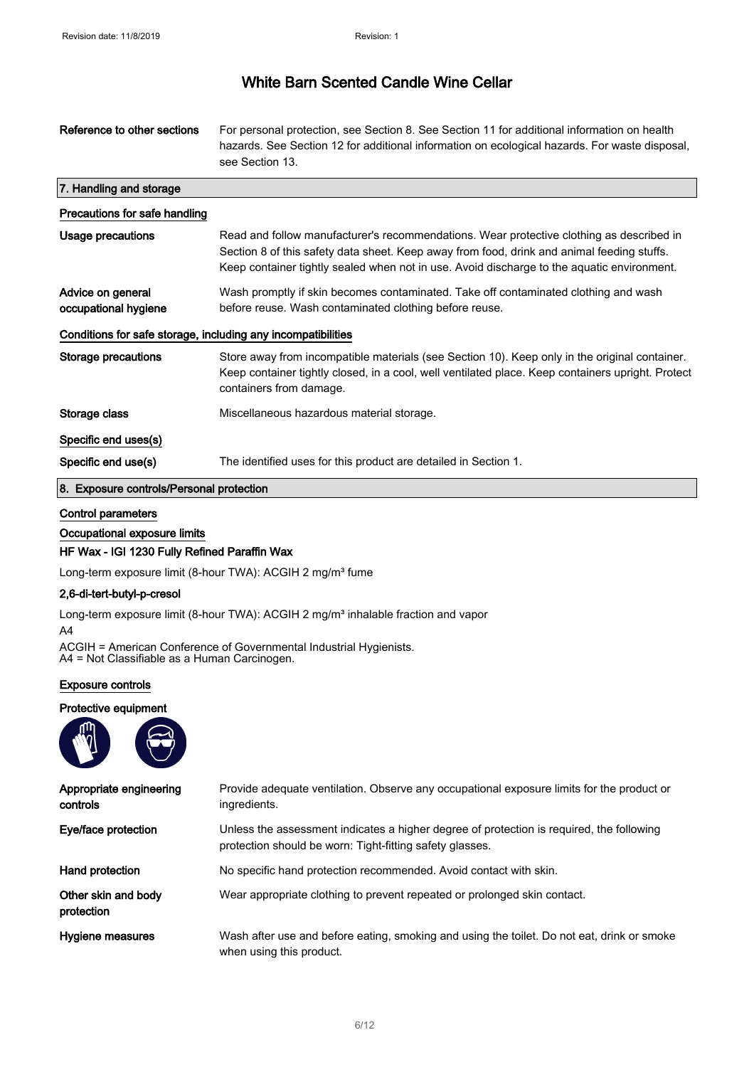# White Barn Scented Candle Wine Cellar

| | |
|---|---|
| **Reference to other sections** | For personal protection, see Section 8. See Section 11 for additional information on health hazards. See Section 12 for additional information on ecological hazards. For waste disposal, see Section 13. |

## 7. Handling and storage

### Precautions for safe handling

| | |
|---|---|
| **Usage precautions** | Read and follow manufacturer's recommendations. Wear protective clothing as described in Section 8 of this safety data sheet. Keep away from food, drink and animal feeding stuffs. Keep container tightly sealed when not in use. Avoid discharge to the aquatic environment. |
| **Advice on general occupational hygiene** | Wash promptly if skin becomes contaminated. Take off contaminated clothing and wash before reuse. Wash contaminated clothing before reuse. |

### Conditions for safe storage, including any incompatibilities

| | |
|---|---|
| **Storage precautions** | Store away from incompatible materials (see Section 10). Keep only in the original container. Keep container tightly closed, in a cool, well ventilated place. Keep containers upright. Protect containers from damage. |
| **Storage class** | Miscellaneous hazardous material storage. |

### Specific end uses(s)

| | |
|---|---|
| **Specific end use(s)** | The identified uses for this product are detailed in Section 1. |

## 8. Exposure controls/Personal protection

### Control parameters

### Occupational exposure limits

**HF Wax - IGI 1230 Fully Refined Paraffin Wax**

Long-term exposure limit (8-hour TWA): ACGIH 2 mg/m³ fume

**2,6-di-tert-butyl-p-cresol**

Long-term exposure limit (8-hour TWA): ACGIH 2 mg/m³ inhalable fraction and vapor

A4

ACGIH = American Conference of Governmental Industrial Hygienists.
A4 = Not Classifiable as a Human Carcinogen.

### Exposure controls

**Protective equipment**

| | |
|---|---|
| **Appropriate engineering controls** | Provide adequate ventilation. Observe any occupational exposure limits for the product or ingredients. |
| **Eye/face protection** | Unless the assessment indicates a higher degree of protection is required, the following protection should be worn: Tight-fitting safety glasses. |
| **Hand protection** | No specific hand protection recommended. Avoid contact with skin. |
| **Other skin and body protection** | Wear appropriate clothing to prevent repeated or prolonged skin contact. |
| **Hygiene measures** | Wash after use and before eating, smoking and using the toilet. Do not eat, drink or smoke when using this product. |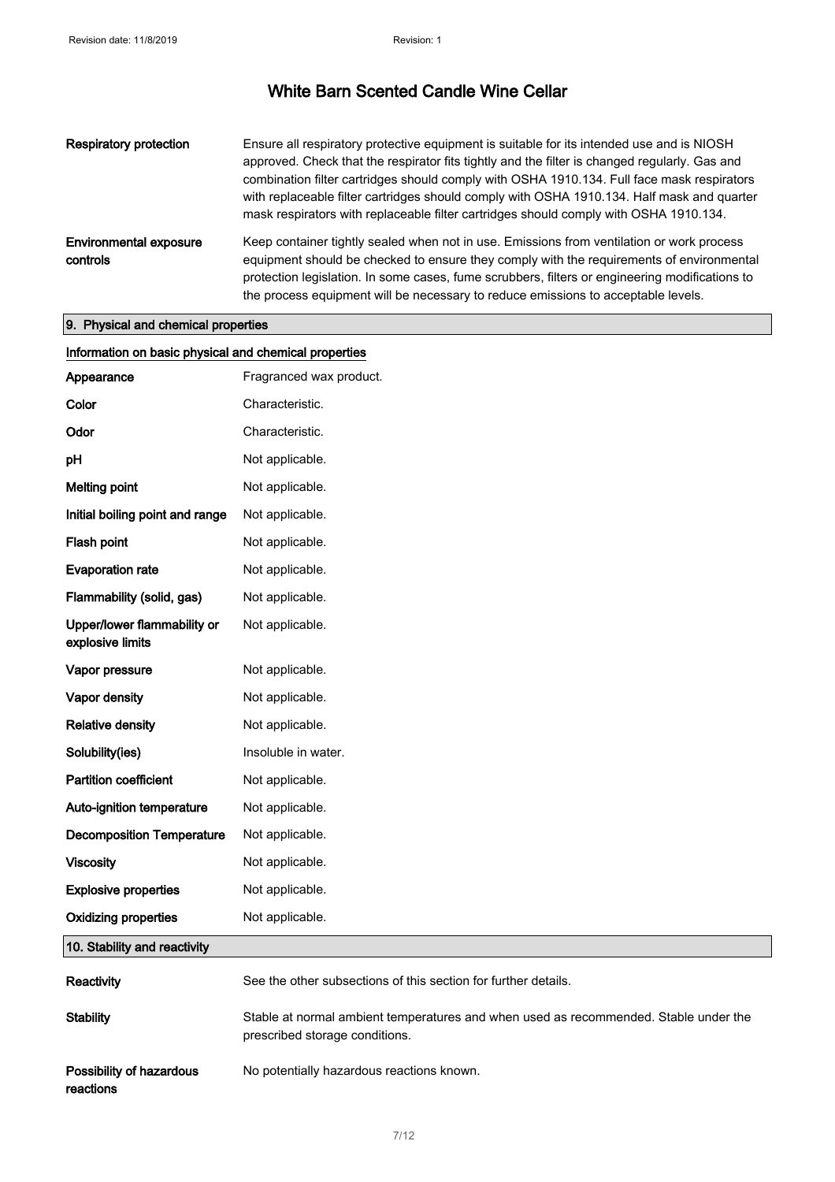# White Barn Scented Candle Wine Cellar

| | |
|---|---|
| **Respiratory protection** | Ensure all respiratory protective equipment is suitable for its intended use and is NIOSH approved. Check that the respirator fits tightly and the filter is changed regularly. Gas and combination filter cartridges should comply with OSHA 1910.134. Full face mask respirators with replaceable filter cartridges should comply with OSHA 1910.134. Half mask and quarter mask respirators with replaceable filter cartridges should comply with OSHA 1910.134. |
| **Environmental exposure controls** | Keep container tightly sealed when not in use. Emissions from ventilation or work process equipment should be checked to ensure they comply with the requirements of environmental protection legislation. In some cases, fume scrubbers, filters or engineering modifications to the process equipment will be necessary to reduce emissions to acceptable levels. |

## 9. Physical and chemical properties

### Information on basic physical and chemical properties

| | |
|---|---|
| **Appearance** | Fragranced wax product. |
| **Color** | Characteristic. |
| **Odor** | Characteristic. |
| **pH** | Not applicable. |
| **Melting point** | Not applicable. |
| **Initial boiling point and range** | Not applicable. |
| **Flash point** | Not applicable. |
| **Evaporation rate** | Not applicable. |
| **Flammability (solid, gas)** | Not applicable. |
| **Upper/lower flammability or explosive limits** | Not applicable. |
| **Vapor pressure** | Not applicable. |
| **Vapor density** | Not applicable. |
| **Relative density** | Not applicable. |
| **Solubility(ies)** | Insoluble in water. |
| **Partition coefficient** | Not applicable. |
| **Auto-ignition temperature** | Not applicable. |
| **Decomposition Temperature** | Not applicable. |
| **Viscosity** | Not applicable. |
| **Explosive properties** | Not applicable. |
| **Oxidizing properties** | Not applicable. |

## 10. Stability and reactivity

| | |
|---|---|
| **Reactivity** | See the other subsections of this section for further details. |
| **Stability** | Stable at normal ambient temperatures and when used as recommended. Stable under the prescribed storage conditions. |
| **Possibility of hazardous reactions** | No potentially hazardous reactions known. |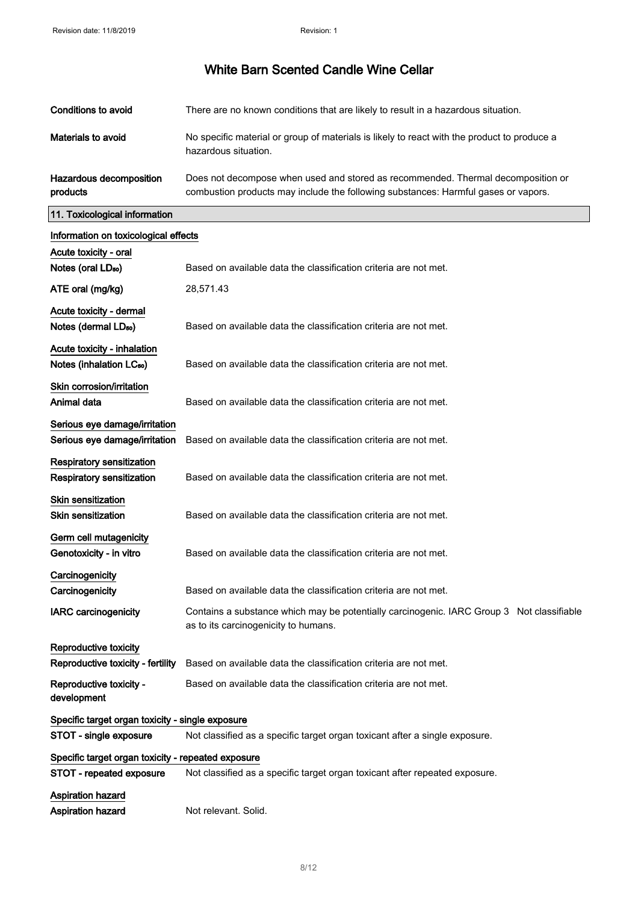| | |
|---|---|
| **Conditions to avoid** | There are no known conditions that are likely to result in a hazardous situation. |
| **Materials to avoid** | No specific material or group of materials is likely to react with the product to produce a hazardous situation. |
| **Hazardous decomposition products** | Does not decompose when used and stored as recommended. Thermal decomposition or combustion products may include the following substances: Harmful gases or vapors. |

## 11. Toxicological information

**Information on toxicological effects**

**Acute toxicity - oral**

| | |
|---|---|
| **Notes (oral $LD_{50}$)** | Based on available data the classification criteria are not met. |
| **ATE oral (mg/kg)** | 28,571.43 |

**Acute toxicity - dermal**

| | |
|---|---|
| **Notes (dermal $LD_{50}$)** | Based on available data the classification criteria are not met. |

**Acute toxicity - inhalation**

| | |
|---|---|
| **Notes (inhalation $LC_{50}$)** | Based on available data the classification criteria are not met. |

**Skin corrosion/irritation**

| | |
|---|---|
| **Animal data** | Based on available data the classification criteria are not met. |

**Serious eye damage/irritation**

| | |
|---|---|
| **Serious eye damage/irritation** | Based on available data the classification criteria are not met. |

**Respiratory sensitization**

| | |
|---|---|
| **Respiratory sensitization** | Based on available data the classification criteria are not met. |

**Skin sensitization**

| | |
|---|---|
| **Skin sensitization** | Based on available data the classification criteria are not met. |

**Germ cell mutagenicity**

| | |
|---|---|
| **Genotoxicity - in vitro** | Based on available data the classification criteria are not met. |

**Carcinogenicity**

| | |
|---|---|
| **Carcinogenicity** | Based on available data the classification criteria are not met. |
| **IARC carcinogenicity** | Contains a substance which may be potentially carcinogenic. IARC Group 3 Not classifiable as to its carcinogenicity to humans. |

**Reproductive toxicity**

| | |
|---|---|
| **Reproductive toxicity - fertility** | Based on available data the classification criteria are not met. |
| **Reproductive toxicity - development** | Based on available data the classification criteria are not met. |

**Specific target organ toxicity - single exposure**

| | |
|---|---|
| **STOT - single exposure** | Not classified as a specific target organ toxicant after a single exposure. |

**Specific target organ toxicity - repeated exposure**

| | |
|---|---|
| **STOT - repeated exposure** | Not classified as a specific target organ toxicant after repeated exposure. |

**Aspiration hazard**

| | |
|---|---|
| **Aspiration hazard** | Not relevant. Solid. |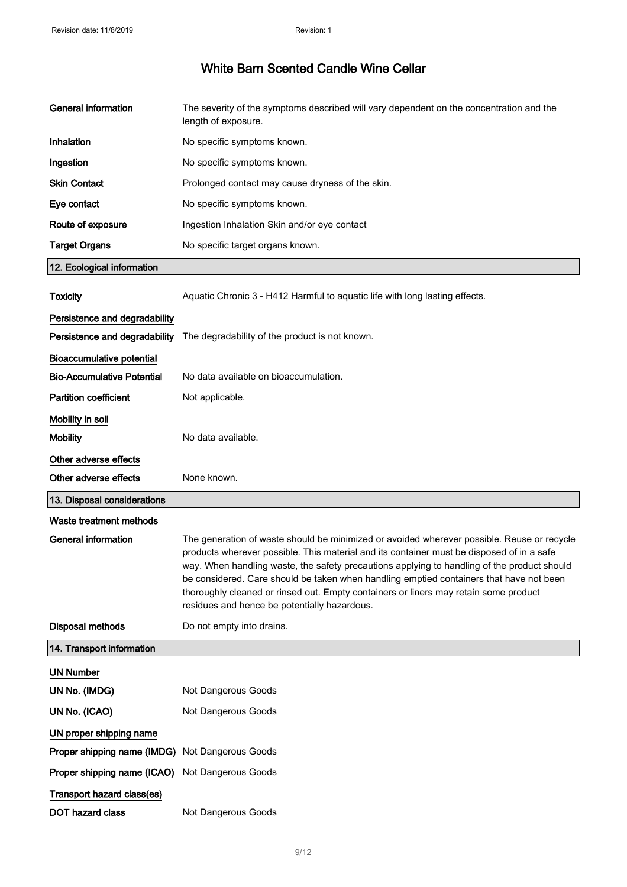| | |
|---|---|
| **General information** | The severity of the symptoms described will vary dependent on the concentration and the length of exposure. |
| **Inhalation** | No specific symptoms known. |
| **Ingestion** | No specific symptoms known. |
| **Skin Contact** | Prolonged contact may cause dryness of the skin. |
| **Eye contact** | No specific symptoms known. |
| **Route of exposure** | Ingestion Inhalation Skin and/or eye contact |
| **Target Organs** | No specific target organs known. |

## 12. Ecological information

| | |
|---|---|
| **Toxicity** | Aquatic Chronic 3 - H412 Harmful to aquatic life with long lasting effects. |

**Persistence and degradability**

| | |
|---|---|
| **Persistence and degradability** | The degradability of the product is not known. |

**Bioaccumulative potential**

| | |
|---|---|
| **Bio-Accumulative Potential** | No data available on bioaccumulation. |
| **Partition coefficient** | Not applicable. |

**Mobility in soil**

| | |
|---|---|
| **Mobility** | No data available. |

**Other adverse effects**

| | |
|---|---|
| **Other adverse effects** | None known. |

## 13. Disposal considerations

**Waste treatment methods**

| | |
|---|---|
| **General information** | The generation of waste should be minimized or avoided wherever possible. Reuse or recycle products wherever possible. This material and its container must be disposed of in a safe way. When handling waste, the safety precautions applying to handling of the product should be considered. Care should be taken when handling emptied containers that have not been thoroughly cleaned or rinsed out. Empty containers or liners may retain some product residues and hence be potentially hazardous. |
| **Disposal methods** | Do not empty into drains. |

## 14. Transport information

**UN Number**

| | |
|---|---|
| **UN No. (IMDG)** | Not Dangerous Goods |
| **UN No. (ICAO)** | Not Dangerous Goods |

**UN proper shipping name**

| | |
|---|---|
| **Proper shipping name (IMDG)** | Not Dangerous Goods |
| **Proper shipping name (ICAO)** | Not Dangerous Goods |

**Transport hazard class(es)**

| | |
|---|---|
| **DOT hazard class** | Not Dangerous Goods |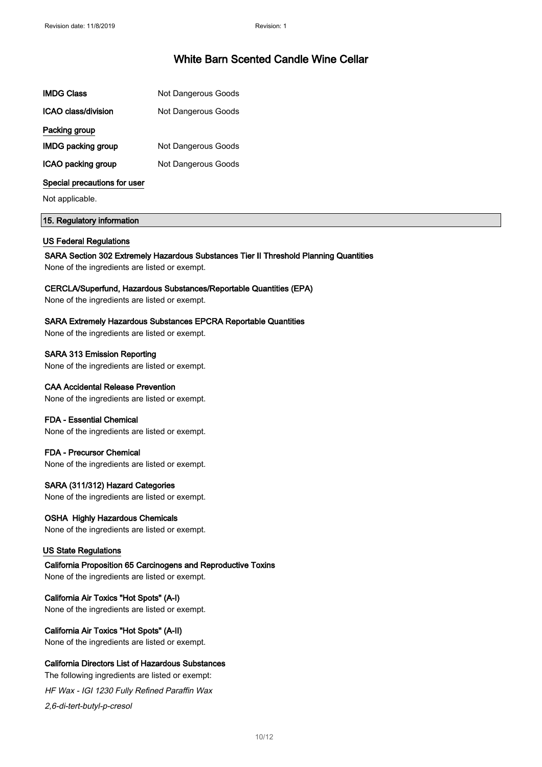# White Barn Scented Candle Wine Cellar

| | |
|---|---|
| **IMDG Class** | Not Dangerous Goods |
| **ICAO class/division** | Not Dangerous Goods |

**Packing group**

| | |
|---|---|
| **IMDG packing group** | Not Dangerous Goods |
| **ICAO packing group** | Not Dangerous Goods |

**Special precautions for user**

Not applicable.

## 15. Regulatory information

### US Federal Regulations

**SARA Section 302 Extremely Hazardous Substances Tier II Threshold Planning Quantities**

None of the ingredients are listed or exempt.

**CERCLA/Superfund, Hazardous Substances/Reportable Quantities (EPA)**

None of the ingredients are listed or exempt.

**SARA Extremely Hazardous Substances EPCRA Reportable Quantities**

None of the ingredients are listed or exempt.

**SARA 313 Emission Reporting**

None of the ingredients are listed or exempt.

**CAA Accidental Release Prevention**

None of the ingredients are listed or exempt.

**FDA - Essential Chemical**

None of the ingredients are listed or exempt.

**FDA - Precursor Chemical**

None of the ingredients are listed or exempt.

**SARA (311/312) Hazard Categories**

None of the ingredients are listed or exempt.

**OSHA Highly Hazardous Chemicals**

None of the ingredients are listed or exempt.

### US State Regulations

**California Proposition 65 Carcinogens and Reproductive Toxins**

None of the ingredients are listed or exempt.

**California Air Toxics "Hot Spots" (A-I)**

None of the ingredients are listed or exempt.

**California Air Toxics "Hot Spots" (A-II)**

None of the ingredients are listed or exempt.

**California Directors List of Hazardous Substances**

The following ingredients are listed or exempt:

*HF Wax - IGI 1230 Fully Refined Paraffin Wax*

*2,6-di-tert-butyl-p-cresol*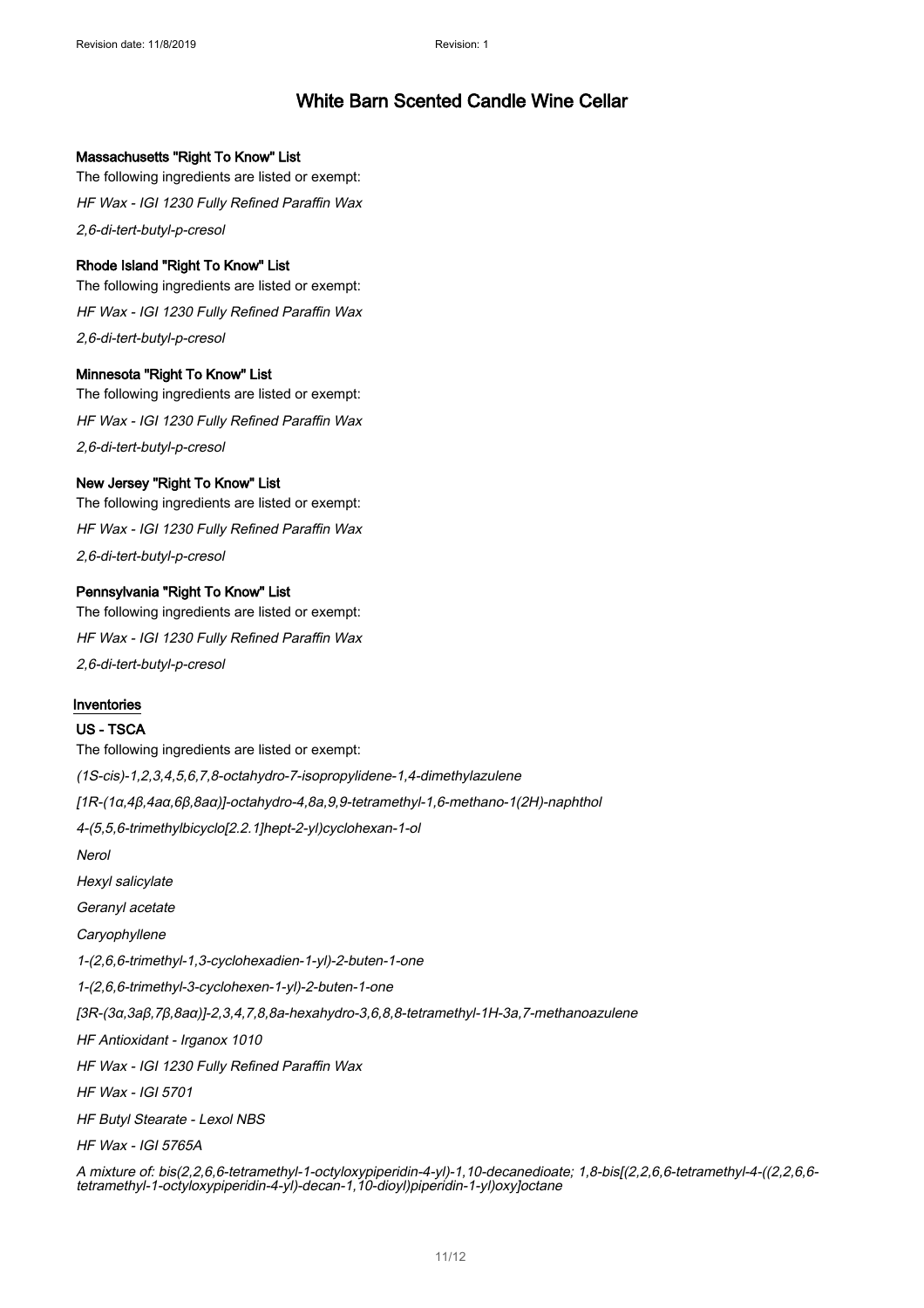# White Barn Scented Candle Wine Cellar

**Massachusetts "Right To Know" List**

The following ingredients are listed or exempt:

*HF Wax - IGI 1230 Fully Refined Paraffin Wax*

*2,6-di-tert-butyl-p-cresol*

**Rhode Island "Right To Know" List**

The following ingredients are listed or exempt:

*HF Wax - IGI 1230 Fully Refined Paraffin Wax*

*2,6-di-tert-butyl-p-cresol*

**Minnesota "Right To Know" List**

The following ingredients are listed or exempt:

*HF Wax - IGI 1230 Fully Refined Paraffin Wax*

*2,6-di-tert-butyl-p-cresol*

**New Jersey "Right To Know" List**

The following ingredients are listed or exempt:

*HF Wax - IGI 1230 Fully Refined Paraffin Wax*

*2,6-di-tert-butyl-p-cresol*

**Pennsylvania "Right To Know" List**

The following ingredients are listed or exempt:

*HF Wax - IGI 1230 Fully Refined Paraffin Wax*

*2,6-di-tert-butyl-p-cresol*

## Inventories

**US - TSCA**

The following ingredients are listed or exempt:

*(1S-cis)-1,2,3,4,5,6,7,8-octahydro-7-isopropylidene-1,4-dimethylazulene*

*[1R-(1α,4β,4aα,6β,8aα)]-octahydro-4,8a,9,9-tetramethyl-1,6-methano-1(2H)-naphthol*

*4-(5,5,6-trimethylbicyclo[2.2.1]hept-2-yl)cyclohexan-1-ol*

*Nerol*

*Hexyl salicylate*

*Geranyl acetate*

*Caryophyllene*

*1-(2,6,6-trimethyl-1,3-cyclohexadien-1-yl)-2-buten-1-one*

*1-(2,6,6-trimethyl-3-cyclohexen-1-yl)-2-buten-1-one*

*[3R-(3α,3aβ,7β,8aα)]-2,3,4,7,8,8a-hexahydro-3,6,8,8-tetramethyl-1H-3a,7-methanoazulene*

*HF Antioxidant - Irganox 1010*

*HF Wax - IGI 1230 Fully Refined Paraffin Wax*

*HF Wax - IGI 5701*

*HF Butyl Stearate - Lexol NBS*

*HF Wax - IGI 5765A*

*A mixture of: bis(2,2,6,6-tetramethyl-1-octyloxypiperidin-4-yl)-1,10-decanedioate; 1,8-bis[(2,2,6,6-tetramethyl-4-((2,2,6,6-tetramethyl-1-octyloxypiperidin-4-yl)-decan-1,10-dioyl)piperidin-1-yl)oxy]octane*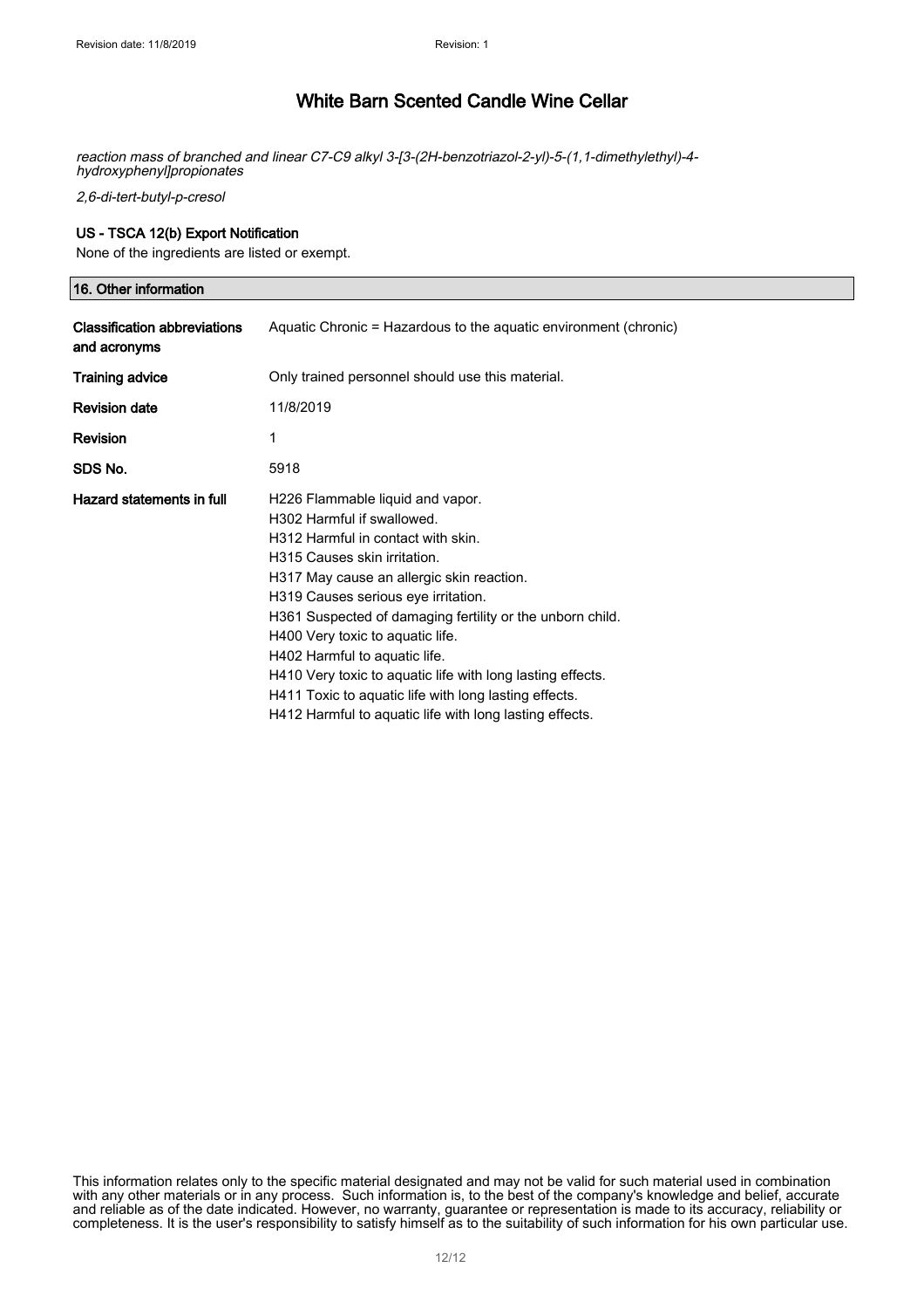# White Barn Scented Candle Wine Cellar

*reaction mass of branched and linear C7-C9 alkyl 3-[3-(2H-benzotriazol-2-yl)-5-(1,1-dimethylethyl)-4-hydroxyphenyl]propionates*

*2,6-di-tert-butyl-p-cresol*

### US - TSCA 12(b) Export Notification

None of the ingredients are listed or exempt.

## 16. Other information

| | |
|---|---|
| **Classification abbreviations and acronyms** | Aquatic Chronic = Hazardous to the aquatic environment (chronic) |
| **Training advice** | Only trained personnel should use this material. |
| **Revision date** | 11/8/2019 |
| **Revision** | 1 |
| **SDS No.** | 5918 |
| **Hazard statements in full** | H226 Flammable liquid and vapor.<br>H302 Harmful if swallowed.<br>H312 Harmful in contact with skin.<br>H315 Causes skin irritation.<br>H317 May cause an allergic skin reaction.<br>H319 Causes serious eye irritation.<br>H361 Suspected of damaging fertility or the unborn child.<br>H400 Very toxic to aquatic life.<br>H402 Harmful to aquatic life.<br>H410 Very toxic to aquatic life with long lasting effects.<br>H411 Toxic to aquatic life with long lasting effects.<br>H412 Harmful to aquatic life with long lasting effects. |

This information relates only to the specific material designated and may not be valid for such material used in combination with any other materials or in any process. Such information is, to the best of the company's knowledge and belief, accurate and reliable as of the date indicated. However, no warranty, guarantee or representation is made to its accuracy, reliability or completeness. It is the user's responsibility to satisfy himself as to the suitability of such information for his own particular use.